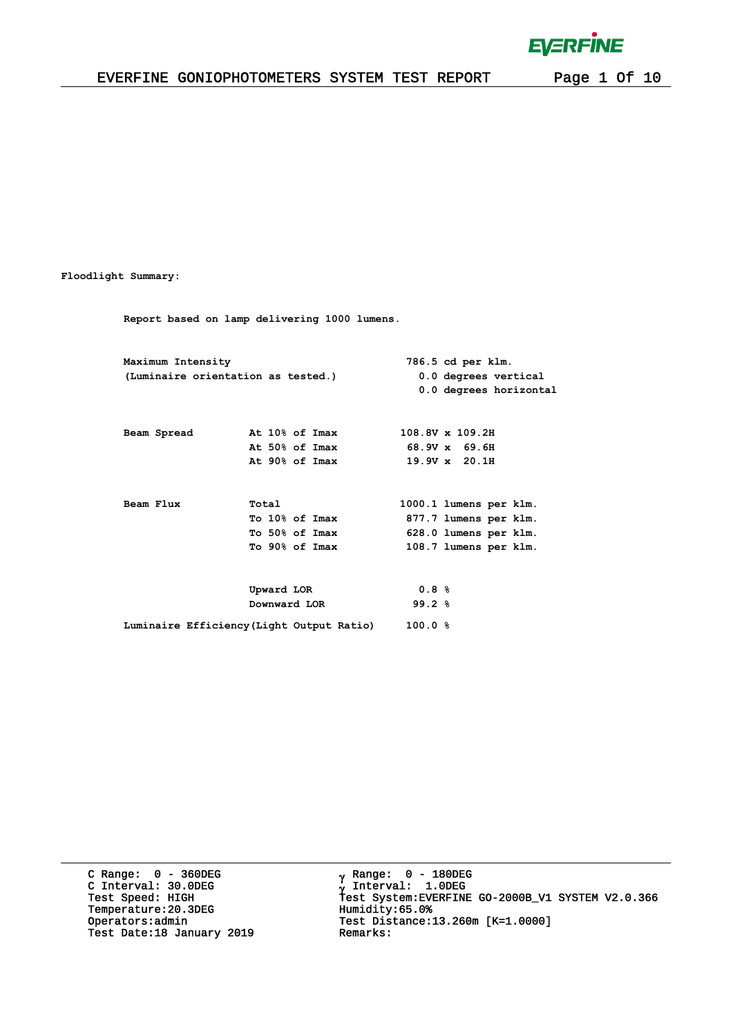**Floodlight Summary:**

**Report based on lamp delivering 1000 lumens.**

| | | |
|---|---|---|
| **Maximum Intensity** | | **786.5 cd per klm.** |
| **(Luminaire orientation as tested.)** | | **0.0 degrees vertical** |
| | | **0.0 degrees horizontal** |
| **Beam Spread** | **At 10% of Imax** | **108.8V x 109.2H** |
| | **At 50% of Imax** | **68.9V x 69.6H** |
| | **At 90% of Imax** | **19.9V x 20.1H** |
| **Beam Flux** | **Total** | **1000.1 lumens per klm.** |
| | **To 10% of Imax** | **877.7 lumens per klm.** |
| | **To 50% of Imax** | **628.0 lumens per klm.** |
| | **To 90% of Imax** | **108.7 lumens per klm.** |
| | **Upward LOR** | **0.8 %** |
| | **Downward LOR** | **99.2 %** |
| **Luminaire Efficiency(Light Output Ratio)** | | **100.0 %** |

C Range: 0 - 360DEG
C Interval: 30.0DEG
Test Speed: HIGH
Temperature:20.3DEG
Operators:admin
Test Date:18 January 2019

γ Range: 0 - 180DEG
γ Interval: 1.0DEG
Test System:EVERFINE GO-2000B_V1 SYSTEM V2.0.366
Humidity:65.0%
Test Distance:13.260m [K=1.0000]
Remarks: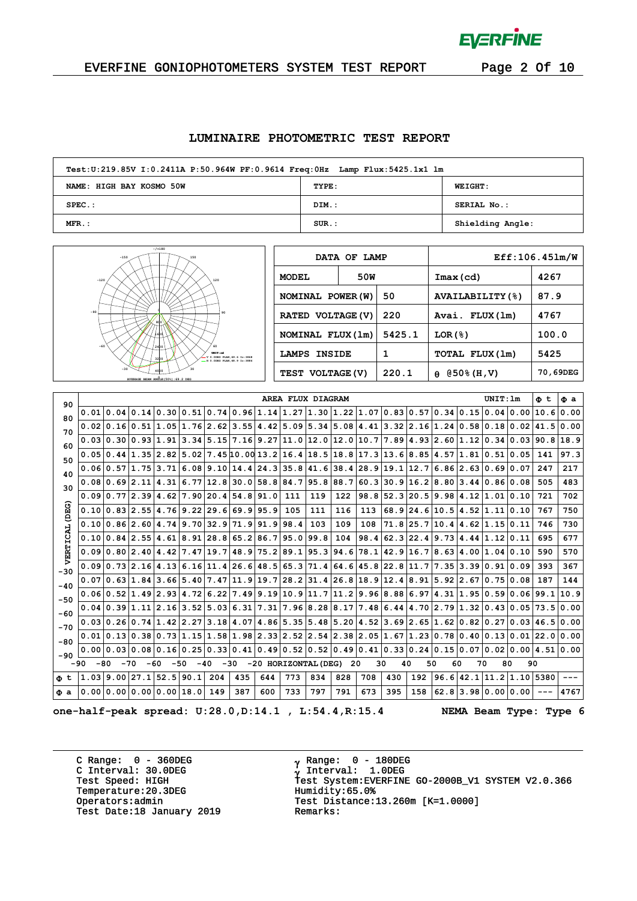## LUMINAIRE PHOTOMETRIC TEST REPORT

| Test:U:219.85V I:0.2411A P:50.964W PF:0.9614 Freq:0Hz Lamp Flux:5425.1x1 lm | | |
|---|---|---|
| NAME: HIGH BAY KOSMO 50W | TYPE: | WEIGHT: |
| SPEC.: | DIM.: | SERIAL No.: |
| MFR.: | SUR.: | Shielding Angle: |

| DATA OF LAMP | | Eff:106.45lm/W | |
|---|---|---|---|
| MODEL | 50W | Imax(cd) | 4267 |
| NOMINAL POWER(W) | 50 | AVAILABILITY(%) | 87.9 |
| RATED VOLTAGE(V) | 220 | Avai. FLUX(lm) | 4767 |
| NOMINAL FLUX(lm) | 5425.1 | LOR(%) | 100.0 |
| LAMPS INSIDE | 1 | TOTAL FLUX(lm) | 5425 |
| TEST VOLTAGE(V) | 220.1 | θ @50%(H,V) | 70,69DEG |

AREA FLUX DIAGRAM (UNIT: lm)

| VERTICAL (DEG) \ HORIZONTAL (DEG) | -90 | -80 | -70 | -60 | -50 | -40 | -30 | -20 | -10 | 0 | 10 | 20 | 30 | 40 | 50 | 60 | 70 | 80 | Φ t | Φ a |
|---|---|---|---|---|---|---|---|---|---|---|---|---|---|---|---|---|---|---|---|---|
| 90~80 | 0.01 | 0.04 | 0.14 | 0.30 | 0.51 | 0.74 | 0.96 | 1.14 | 1.27 | 1.30 | 1.22 | 1.07 | 0.83 | 0.57 | 0.34 | 0.15 | 0.04 | 0.00 | 10.6 | 0.00 |
| 80~70 | 0.02 | 0.16 | 0.51 | 1.05 | 1.76 | 2.62 | 3.55 | 4.42 | 5.09 | 5.34 | 5.08 | 4.41 | 3.32 | 2.16 | 1.24 | 0.58 | 0.18 | 0.02 | 41.5 | 0.00 |
| 70~60 | 0.03 | 0.30 | 0.93 | 1.91 | 3.34 | 5.15 | 7.16 | 9.27 | 11.0 | 12.0 | 12.0 | 10.7 | 7.89 | 4.93 | 2.60 | 1.12 | 0.34 | 0.03 | 90.8 | 18.9 |
| 60~50 | 0.05 | 0.44 | 1.35 | 2.82 | 5.02 | 7.45 | 10.00 | 13.2 | 16.4 | 18.5 | 18.8 | 17.3 | 13.6 | 8.85 | 4.57 | 1.81 | 0.51 | 0.05 | 141 | 97.3 |
| 50~40 | 0.06 | 0.57 | 1.75 | 3.71 | 6.08 | 9.10 | 14.4 | 24.3 | 35.8 | 41.6 | 38.4 | 28.9 | 19.1 | 12.7 | 6.86 | 2.63 | 0.69 | 0.07 | 247 | 217 |
| 40~30 | 0.08 | 0.69 | 2.11 | 4.31 | 6.77 | 12.8 | 30.0 | 58.8 | 84.7 | 95.8 | 88.7 | 60.3 | 30.9 | 16.2 | 8.80 | 3.44 | 0.86 | 0.08 | 505 | 483 |
| 30~20 | 0.09 | 0.77 | 2.39 | 4.62 | 7.90 | 20.4 | 54.8 | 91.0 | 111 | 119 | 122 | 98.8 | 52.3 | 20.5 | 9.98 | 4.12 | 1.01 | 0.10 | 721 | 702 |
| 20~10 | 0.10 | 0.83 | 2.55 | 4.76 | 9.22 | 29.6 | 69.9 | 95.9 | 105 | 111 | 116 | 113 | 68.9 | 24.6 | 10.5 | 4.52 | 1.11 | 0.10 | 767 | 750 |
| 10~0 | 0.10 | 0.86 | 2.60 | 4.74 | 9.70 | 32.9 | 71.9 | 91.9 | 98.4 | 103 | 109 | 108 | 71.8 | 25.7 | 10.4 | 4.62 | 1.15 | 0.11 | 746 | 730 |
| 0~-10 | 0.10 | 0.84 | 2.55 | 4.61 | 8.91 | 28.8 | 65.2 | 86.7 | 95.0 | 99.8 | 104 | 98.4 | 62.3 | 22.4 | 9.73 | 4.44 | 1.12 | 0.11 | 695 | 677 |
| -10~-20 | 0.09 | 0.80 | 2.40 | 4.42 | 7.47 | 19.7 | 48.9 | 75.2 | 89.1 | 95.3 | 94.6 | 78.1 | 42.9 | 16.7 | 8.63 | 4.00 | 1.04 | 0.10 | 590 | 570 |
| -20~-30 | 0.09 | 0.73 | 2.16 | 4.13 | 6.16 | 11.4 | 26.6 | 48.5 | 65.3 | 71.4 | 64.6 | 45.8 | 22.8 | 11.7 | 7.35 | 3.39 | 0.91 | 0.09 | 393 | 367 |
| -30~-40 | 0.07 | 0.63 | 1.84 | 3.66 | 5.40 | 7.47 | 11.9 | 19.7 | 28.2 | 31.4 | 26.8 | 18.9 | 12.4 | 8.91 | 5.92 | 2.67 | 0.75 | 0.08 | 187 | 144 |
| -40~-50 | 0.06 | 0.52 | 1.49 | 2.93 | 4.72 | 6.22 | 7.49 | 9.19 | 10.9 | 11.7 | 11.2 | 9.96 | 8.88 | 6.97 | 4.31 | 1.95 | 0.59 | 0.06 | 99.1 | 10.9 |
| -50~-60 | 0.04 | 0.39 | 1.11 | 2.16 | 3.52 | 5.03 | 6.31 | 7.31 | 7.96 | 8.28 | 8.17 | 7.48 | 6.44 | 4.70 | 2.79 | 1.32 | 0.43 | 0.05 | 73.5 | 0.00 |
| -60~-70 | 0.03 | 0.26 | 0.74 | 1.42 | 2.27 | 3.18 | 4.07 | 4.86 | 5.35 | 5.48 | 5.20 | 4.52 | 3.69 | 2.65 | 1.62 | 0.82 | 0.27 | 0.03 | 46.5 | 0.00 |
| -70~-80 | 0.01 | 0.13 | 0.38 | 0.73 | 1.15 | 1.58 | 1.98 | 2.33 | 2.52 | 2.54 | 2.38 | 2.05 | 1.67 | 1.23 | 0.78 | 0.40 | 0.13 | 0.01 | 22.0 | 0.00 |
| -80~-90 | 0.00 | 0.03 | 0.08 | 0.16 | 0.25 | 0.33 | 0.41 | 0.49 | 0.52 | 0.52 | 0.49 | 0.41 | 0.33 | 0.24 | 0.15 | 0.07 | 0.02 | 0.00 | 4.51 | 0.00 |
| Φ t | 1.03 | 9.00 | 27.1 | 52.5 | 90.1 | 204 | 435 | 644 | 773 | 834 | 828 | 708 | 430 | 192 | 96.6 | 42.1 | 11.2 | 1.10 | 5380 | --- |
| Φ a | 0.00 | 0.00 | 0.00 | 0.00 | 18.0 | 149 | 387 | 600 | 733 | 797 | 791 | 673 | 395 | 158 | 62.8 | 3.98 | 0.00 | 0.00 | --- | 4767 |

**one-half-peak spread: U:28.0,D:14.1 , L:54.4,R:15.4** **NEMA Beam Type: Type 6**

C Range: 0 - 360DEG
C Interval: 30.0DEG
Test Speed: HIGH
Temperature:20.3DEG
Operators:admin
Test Date:18 January 2019

γ Range: 0 - 180DEG
γ Interval: 1.0DEG
Test System:EVERFINE GO-2000B_V1 SYSTEM V2.0.366
Humidity:65.0%
Test Distance:13.260m [K=1.0000]
Remarks: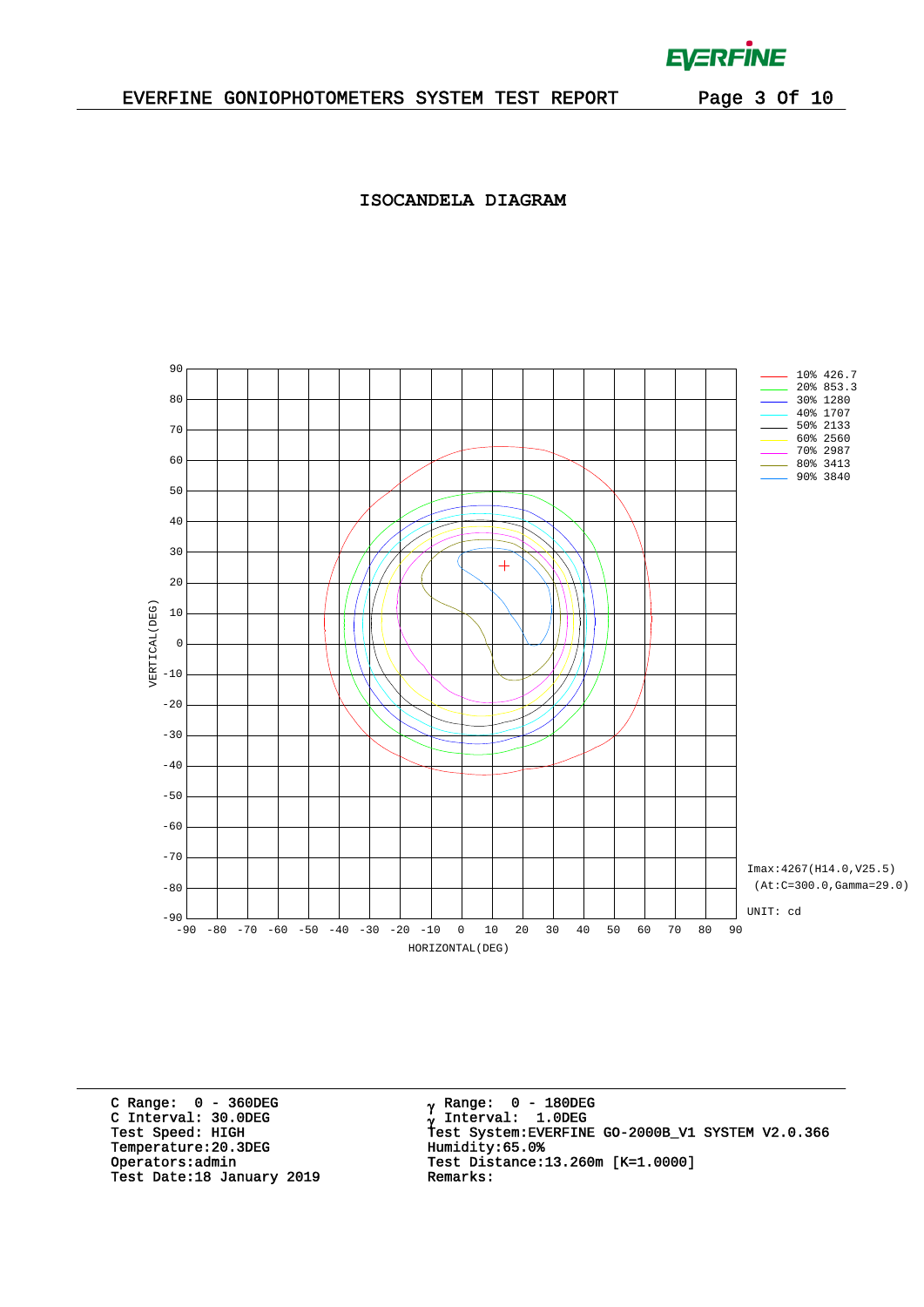EVERFINE GONIOPHOTOMETERS SYSTEM TEST REPORT

## ISOCANDELA DIAGRAM

| Level | Value |
|---|---|
| 10% | 426.7 |
| 20% | 853.3 |
| 30% | 1280 |
| 40% | 1707 |
| 50% | 2133 |
| 60% | 2560 |
| 70% | 2987 |
| 80% | 3413 |
| 90% | 3840 |

Imax:4267(H14.0,V25.5)
(At:C=300.0,Gamma=29.0)

UNIT: cd

VERTICAL(DEG)

HORIZONTAL(DEG)

C Range: 0 - 360DEG
C Interval: 30.0DEG
Test Speed: HIGH
Temperature:20.3DEG
Operators:admin
Test Date:18 January 2019

$\gamma$ Range: 0 - 180DEG
$\gamma$ Interval: 1.0DEG
Test System:EVERFINE GO-2000B_V1 SYSTEM V2.0.366
Humidity:65.0%
Test Distance:13.260m [K=1.0000]
Remarks: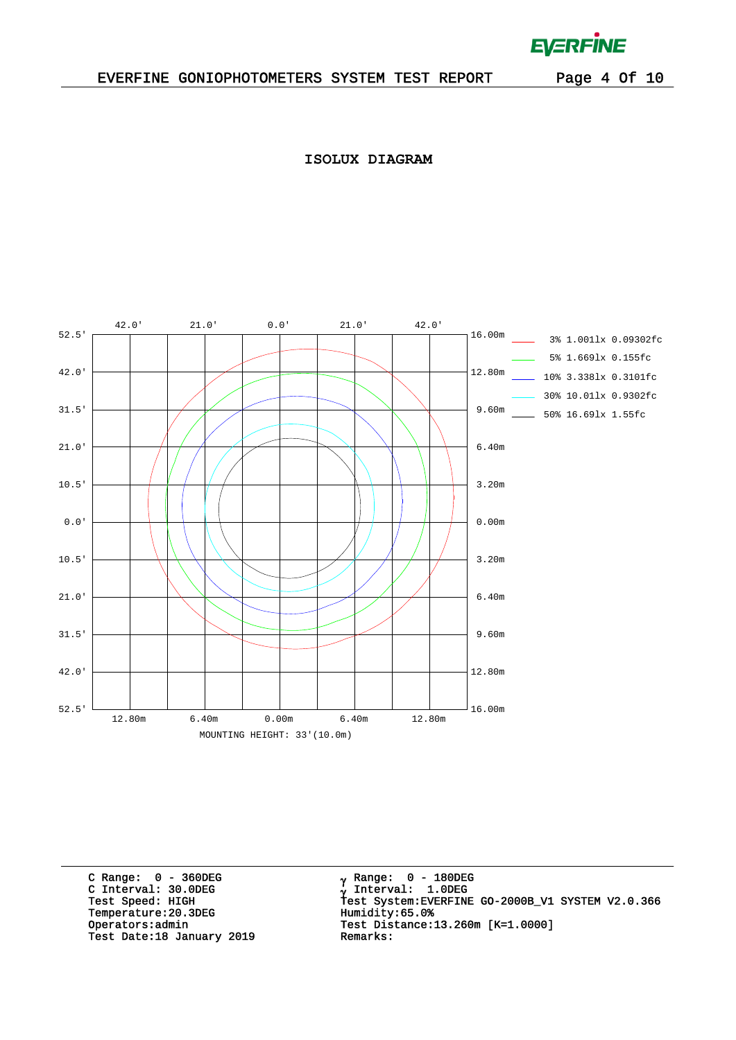## ISOLUX DIAGRAM

| Level | Illuminance (lx) | Illuminance (fc) |
|---|---|---|
| 3% | 1.001lx | 0.09302fc |
| 5% | 1.669lx | 0.155fc |
| 10% | 3.338lx | 0.3101fc |
| 30% | 10.01lx | 0.9302fc |
| 50% | 16.69lx | 1.55fc |

Horizontal axis (top): 42.0' 21.0' 0.0' 21.0' 42.0'

Horizontal axis (bottom): 12.80m 6.40m 0.00m 6.40m 12.80m

Vertical axis (left): 52.5' 42.0' 31.5' 21.0' 10.5' 0.0' 10.5' 21.0' 31.5' 42.0' 52.5'

Vertical axis (right): 16.00m 12.80m 9.60m 6.40m 3.20m 0.00m 3.20m 6.40m 9.60m 12.80m 16.00m

MOUNTING HEIGHT: 33'(10.0m)

---

C Range: 0 - 360DEG
C Interval: 30.0DEG
Test Speed: HIGH
Temperature:20.3DEG
Operators:admin
Test Date:18 January 2019

γ Range: 0 - 180DEG
γ Interval: 1.0DEG
Test System:EVERFINE GO-2000B_V1 SYSTEM V2.0.366
Humidity:65.0%
Test Distance:13.260m [K=1.0000]
Remarks: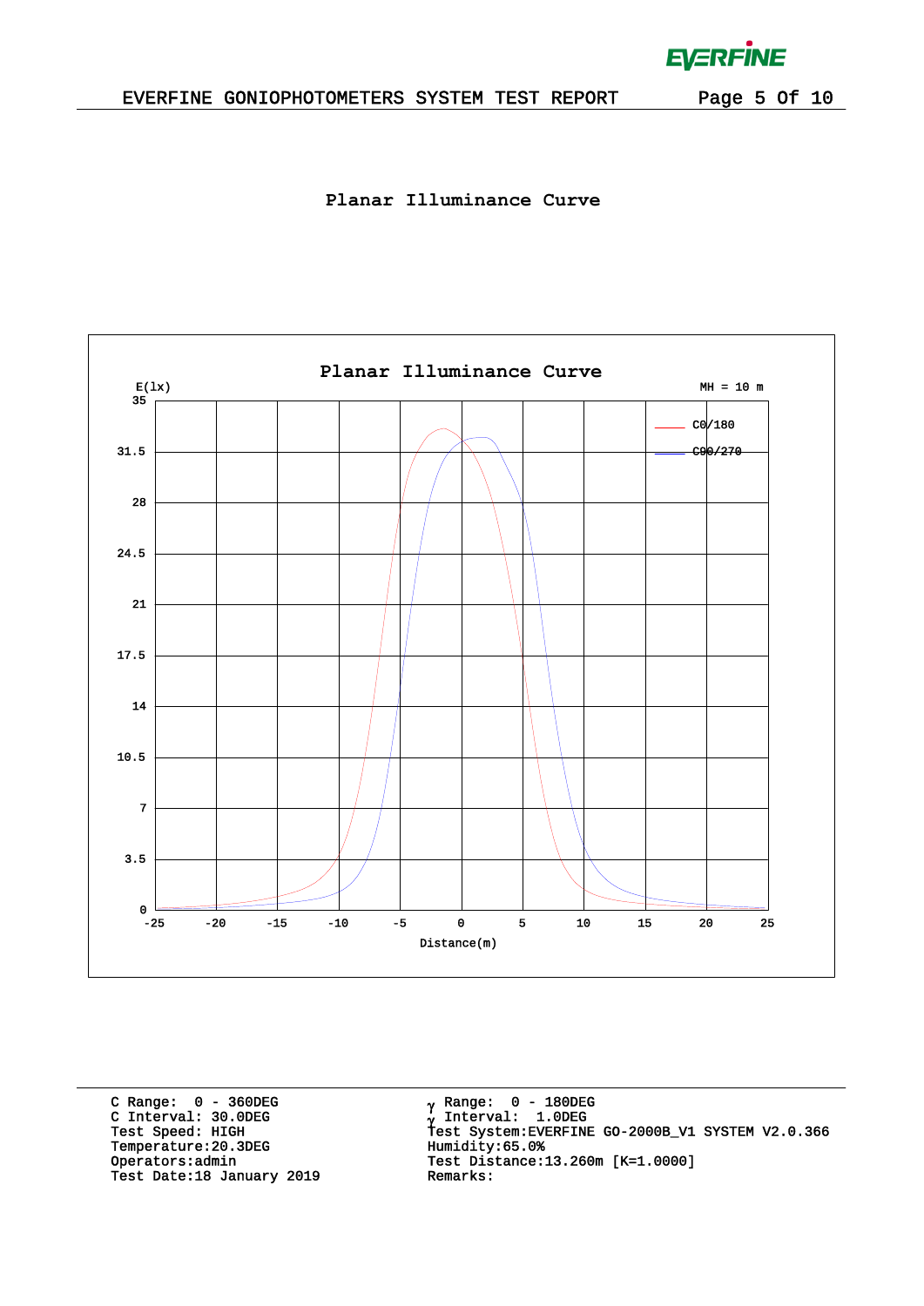# Planar Illuminance Curve

Planar Illuminance Curve

E(lx)

MH = 10 m

C0/180

C90/270

Distance(m)

C Range: 0 - 360DEG
C Interval: 30.0DEG
Test Speed: HIGH
Temperature:20.3DEG
Operators:admin
Test Date:18 January 2019

γ Range: 0 - 180DEG
γ Interval: 1.0DEG
Test System:EVERFINE GO-2000B_V1 SYSTEM V2.0.366
Humidity:65.0%
Test Distance:13.260m [K=1.0000]
Remarks: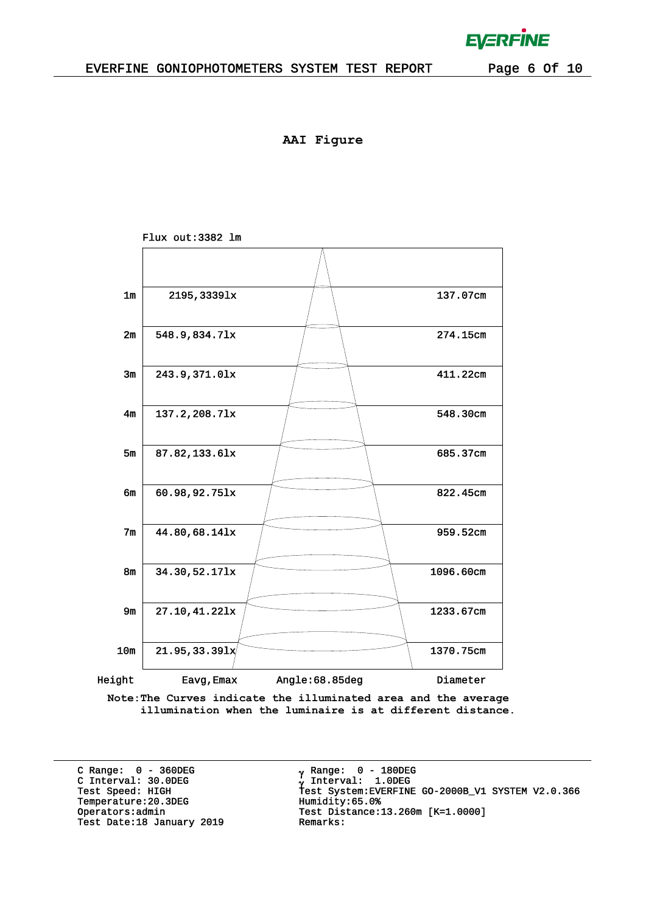## AAI Figure

Flux out:3382 lm

| Height | Eavg,Emax | Diameter |
|---|---|---|
| 1m | 2195,3339lx | 137.07cm |
| 2m | 548.9,834.7lx | 274.15cm |
| 3m | 243.9,371.0lx | 411.22cm |
| 4m | 137.2,208.7lx | 548.30cm |
| 5m | 87.82,133.6lx | 685.37cm |
| 6m | 60.98,92.75lx | 822.45cm |
| 7m | 44.80,68.14lx | 959.52cm |
| 8m | 34.30,52.17lx | 1096.60cm |
| 9m | 27.10,41.22lx | 1233.67cm |
| 10m | 21.95,33.39lx | 1370.75cm |

Angle:68.85deg

Note:The Curves indicate the illuminated area and the average illumination when the luminaire is at different distance.

C Range: 0 - 360DEG
C Interval: 30.0DEG
Test Speed: HIGH
Temperature:20.3DEG
Operators:admin
Test Date:18 January 2019

γ Range: 0 - 180DEG
γ Interval: 1.0DEG
Test System:EVERFINE GO-2000B_V1 SYSTEM V2.0.366
Humidity:65.0%
Test Distance:13.260m [K=1.0000]
Remarks: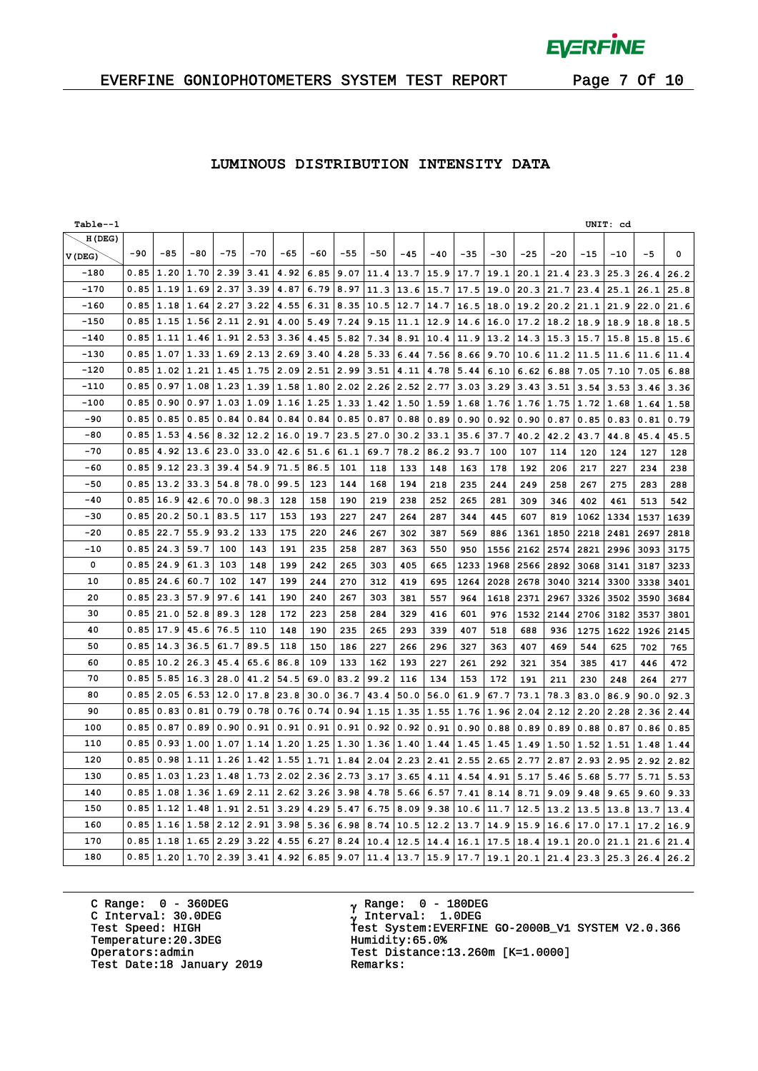# EVERFINE GONIOPHOTOMETERS SYSTEM TEST REPORT

## LUMINOUS DISTRIBUTION INTENSITY DATA

Table--1 UNIT: cd

| V(DEG) \ H(DEG) | -90 | -85 | -80 | -75 | -70 | -65 | -60 | -55 | -50 | -45 | -40 | -35 | -30 | -25 | -20 | -15 | -10 | -5 | 0 |
|---|---|---|---|---|---|---|---|---|---|---|---|---|---|---|---|---|---|---|---|
| -180 | 0.85 | 1.20 | 1.70 | 2.39 | 3.41 | 4.92 | 6.85 | 9.07 | 11.4 | 13.7 | 15.9 | 17.7 | 19.1 | 20.1 | 21.4 | 23.3 | 25.3 | 26.4 | 26.2 |
| -170 | 0.85 | 1.19 | 1.69 | 2.37 | 3.39 | 4.87 | 6.79 | 8.97 | 11.3 | 13.6 | 15.7 | 17.5 | 19.0 | 20.3 | 21.7 | 23.4 | 25.1 | 26.1 | 25.8 |
| -160 | 0.85 | 1.18 | 1.64 | 2.27 | 3.22 | 4.55 | 6.31 | 8.35 | 10.5 | 12.7 | 14.7 | 16.5 | 18.0 | 19.2 | 20.2 | 21.1 | 21.9 | 22.0 | 21.6 |
| -150 | 0.85 | 1.15 | 1.56 | 2.11 | 2.91 | 4.00 | 5.49 | 7.24 | 9.15 | 11.1 | 12.9 | 14.6 | 16.0 | 17.2 | 18.2 | 18.9 | 18.9 | 18.8 | 18.5 |
| -140 | 0.85 | 1.11 | 1.46 | 1.91 | 2.53 | 3.36 | 4.45 | 5.82 | 7.34 | 8.91 | 10.4 | 11.9 | 13.2 | 14.3 | 15.3 | 15.7 | 15.8 | 15.8 | 15.6 |
| -130 | 0.85 | 1.07 | 1.33 | 1.69 | 2.13 | 2.69 | 3.40 | 4.28 | 5.33 | 6.44 | 7.56 | 8.66 | 9.70 | 10.6 | 11.2 | 11.5 | 11.6 | 11.6 | 11.4 |
| -120 | 0.85 | 1.02 | 1.21 | 1.45 | 1.75 | 2.09 | 2.51 | 2.99 | 3.51 | 4.11 | 4.78 | 5.44 | 6.10 | 6.62 | 6.88 | 7.05 | 7.10 | 7.05 | 6.88 |
| -110 | 0.85 | 0.97 | 1.08 | 1.23 | 1.39 | 1.58 | 1.80 | 2.02 | 2.26 | 2.52 | 2.77 | 3.03 | 3.29 | 3.43 | 3.51 | 3.54 | 3.53 | 3.46 | 3.36 |
| -100 | 0.85 | 0.90 | 0.97 | 1.03 | 1.09 | 1.16 | 1.25 | 1.33 | 1.42 | 1.50 | 1.59 | 1.68 | 1.76 | 1.76 | 1.75 | 1.72 | 1.68 | 1.64 | 1.58 |
| -90 | 0.85 | 0.85 | 0.85 | 0.84 | 0.84 | 0.84 | 0.84 | 0.85 | 0.87 | 0.88 | 0.89 | 0.90 | 0.92 | 0.90 | 0.87 | 0.85 | 0.83 | 0.81 | 0.79 |
| -80 | 0.85 | 1.53 | 4.56 | 8.32 | 12.2 | 16.0 | 19.7 | 23.5 | 27.0 | 30.2 | 33.1 | 35.6 | 37.7 | 40.2 | 42.2 | 43.7 | 44.8 | 45.4 | 45.5 |
| -70 | 0.85 | 4.92 | 13.6 | 23.0 | 33.0 | 42.6 | 51.6 | 61.1 | 69.7 | 78.2 | 86.2 | 93.7 | 100 | 107 | 114 | 120 | 124 | 127 | 128 |
| -60 | 0.85 | 9.12 | 23.3 | 39.4 | 54.9 | 71.5 | 86.5 | 101 | 118 | 133 | 148 | 163 | 178 | 192 | 206 | 217 | 227 | 234 | 238 |
| -50 | 0.85 | 13.2 | 33.3 | 54.8 | 78.0 | 99.5 | 123 | 144 | 168 | 194 | 218 | 235 | 244 | 249 | 258 | 267 | 275 | 283 | 288 |
| -40 | 0.85 | 16.9 | 42.6 | 70.0 | 98.3 | 128 | 158 | 190 | 219 | 238 | 252 | 265 | 281 | 309 | 346 | 402 | 461 | 513 | 542 |
| -30 | 0.85 | 20.2 | 50.1 | 83.5 | 117 | 153 | 193 | 227 | 247 | 264 | 287 | 344 | 445 | 607 | 819 | 1062 | 1334 | 1537 | 1639 |
| -20 | 0.85 | 22.7 | 55.9 | 93.2 | 133 | 175 | 220 | 246 | 267 | 302 | 387 | 569 | 886 | 1361 | 1850 | 2218 | 2481 | 2697 | 2818 |
| -10 | 0.85 | 24.3 | 59.7 | 100 | 143 | 191 | 235 | 258 | 287 | 363 | 550 | 950 | 1556 | 2162 | 2574 | 2821 | 2996 | 3093 | 3175 |
| 0 | 0.85 | 24.9 | 61.3 | 103 | 148 | 199 | 242 | 265 | 303 | 405 | 665 | 1233 | 1968 | 2566 | 2892 | 3068 | 3141 | 3187 | 3233 |
| 10 | 0.85 | 24.6 | 60.7 | 102 | 147 | 199 | 244 | 270 | 312 | 419 | 695 | 1264 | 2028 | 2678 | 3040 | 3214 | 3300 | 3338 | 3401 |
| 20 | 0.85 | 23.3 | 57.9 | 97.6 | 141 | 190 | 240 | 267 | 303 | 381 | 557 | 964 | 1618 | 2371 | 2967 | 3326 | 3502 | 3590 | 3684 |
| 30 | 0.85 | 21.0 | 52.8 | 89.3 | 128 | 172 | 223 | 258 | 284 | 329 | 416 | 601 | 976 | 1532 | 2144 | 2706 | 3182 | 3537 | 3801 |
| 40 | 0.85 | 17.9 | 45.6 | 76.5 | 110 | 148 | 190 | 235 | 265 | 293 | 339 | 407 | 518 | 688 | 936 | 1275 | 1622 | 1926 | 2145 |
| 50 | 0.85 | 14.3 | 36.5 | 61.7 | 89.5 | 118 | 150 | 186 | 227 | 266 | 296 | 327 | 363 | 407 | 469 | 544 | 625 | 702 | 765 |
| 60 | 0.85 | 10.2 | 26.3 | 45.4 | 65.6 | 86.8 | 109 | 133 | 162 | 193 | 227 | 261 | 292 | 321 | 354 | 385 | 417 | 446 | 472 |
| 70 | 0.85 | 5.85 | 16.3 | 28.0 | 41.2 | 54.5 | 69.0 | 83.2 | 99.2 | 116 | 134 | 153 | 172 | 191 | 211 | 230 | 248 | 264 | 277 |
| 80 | 0.85 | 2.05 | 6.53 | 12.0 | 17.8 | 23.8 | 30.0 | 36.7 | 43.4 | 50.0 | 56.0 | 61.9 | 67.7 | 73.1 | 78.3 | 83.0 | 86.9 | 90.0 | 92.3 |
| 90 | 0.85 | 0.83 | 0.81 | 0.79 | 0.78 | 0.76 | 0.74 | 0.94 | 1.15 | 1.35 | 1.55 | 1.76 | 1.96 | 2.04 | 2.12 | 2.20 | 2.28 | 2.36 | 2.44 |
| 100 | 0.85 | 0.87 | 0.89 | 0.90 | 0.91 | 0.91 | 0.91 | 0.91 | 0.92 | 0.92 | 0.91 | 0.90 | 0.88 | 0.89 | 0.89 | 0.88 | 0.87 | 0.86 | 0.85 |
| 110 | 0.85 | 0.93 | 1.00 | 1.07 | 1.14 | 1.20 | 1.25 | 1.30 | 1.36 | 1.40 | 1.44 | 1.45 | 1.45 | 1.49 | 1.50 | 1.52 | 1.51 | 1.48 | 1.44 |
| 120 | 0.85 | 0.98 | 1.11 | 1.26 | 1.42 | 1.55 | 1.71 | 1.84 | 2.04 | 2.23 | 2.41 | 2.55 | 2.65 | 2.77 | 2.87 | 2.93 | 2.95 | 2.92 | 2.82 |
| 130 | 0.85 | 1.03 | 1.23 | 1.48 | 1.73 | 2.02 | 2.36 | 2.73 | 3.17 | 3.65 | 4.11 | 4.54 | 4.91 | 5.17 | 5.46 | 5.68 | 5.77 | 5.71 | 5.53 |
| 140 | 0.85 | 1.08 | 1.36 | 1.69 | 2.11 | 2.62 | 3.26 | 3.98 | 4.78 | 5.66 | 6.57 | 7.41 | 8.14 | 8.71 | 9.09 | 9.48 | 9.65 | 9.60 | 9.33 |
| 150 | 0.85 | 1.12 | 1.48 | 1.91 | 2.51 | 3.29 | 4.29 | 5.47 | 6.75 | 8.09 | 9.38 | 10.6 | 11.7 | 12.5 | 13.2 | 13.5 | 13.8 | 13.7 | 13.4 |
| 160 | 0.85 | 1.16 | 1.58 | 2.12 | 2.91 | 3.98 | 5.36 | 6.98 | 8.74 | 10.5 | 12.2 | 13.7 | 14.9 | 15.9 | 16.6 | 17.0 | 17.1 | 17.2 | 16.9 |
| 170 | 0.85 | 1.18 | 1.65 | 2.29 | 3.22 | 4.55 | 6.27 | 8.24 | 10.4 | 12.5 | 14.4 | 16.1 | 17.5 | 18.4 | 19.1 | 20.0 | 21.1 | 21.6 | 21.4 |
| 180 | 0.85 | 1.20 | 1.70 | 2.39 | 3.41 | 4.92 | 6.85 | 9.07 | 11.4 | 13.7 | 15.9 | 17.7 | 19.1 | 20.1 | 21.4 | 23.3 | 25.3 | 26.4 | 26.2 |

C Range: 0 - 360DEG
C Interval: 30.0DEG
Test Speed: HIGH
Temperature:20.3DEG
Operators:admin
Test Date:18 January 2019

$\gamma$ Range: 0 - 180DEG
$\gamma$ Interval: 1.0DEG
Test System:EVERFINE GO-2000B_V1 SYSTEM V2.0.366
Humidity:65.0%
Test Distance:13.260m [K=1.0000]
Remarks: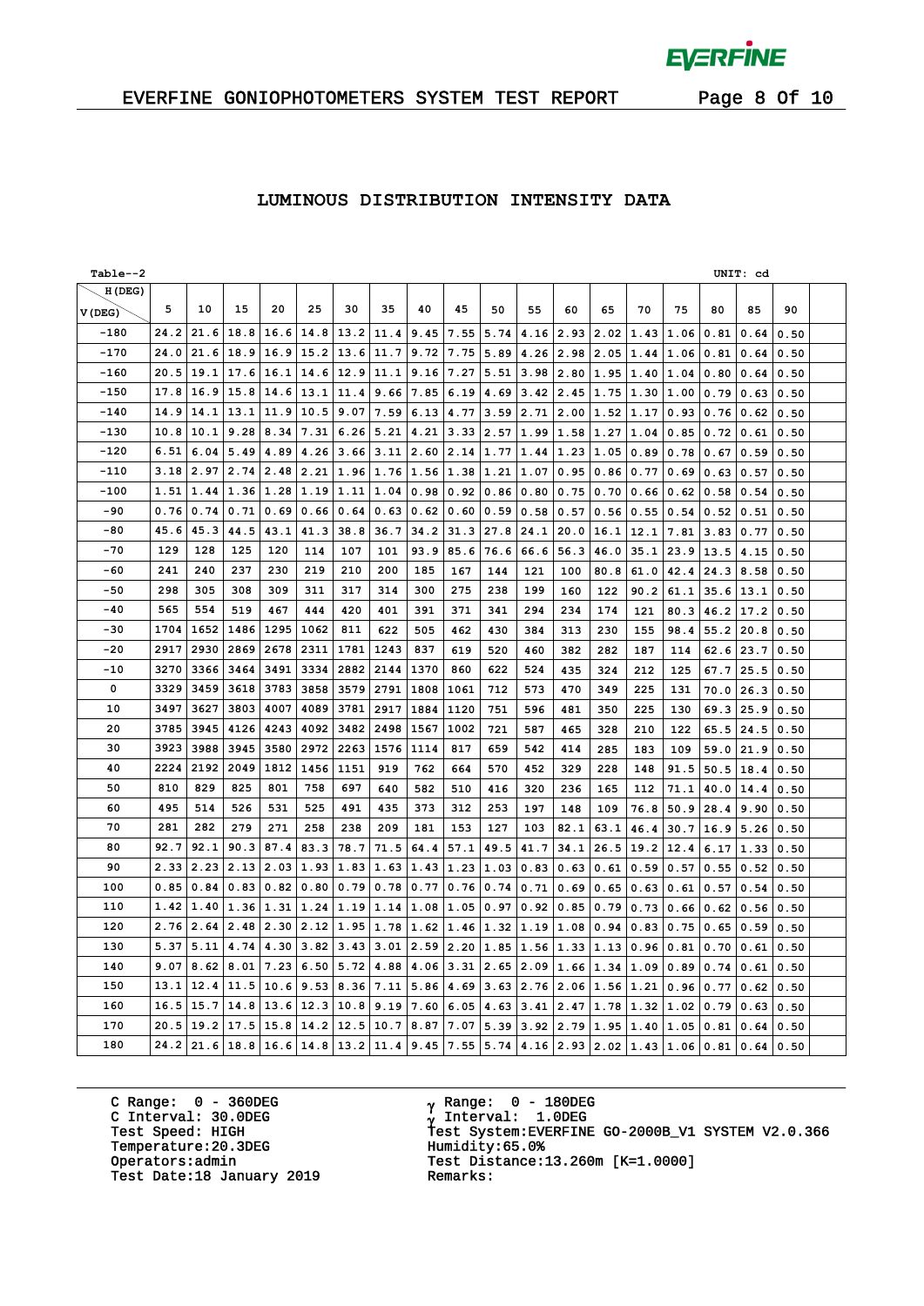## LUMINOUS DISTRIBUTION INTENSITY DATA

Table--2 UNIT: cd

| V(DEG) \ H(DEG) | 5 | 10 | 15 | 20 | 25 | 30 | 35 | 40 | 45 | 50 | 55 | 60 | 65 | 70 | 75 | 80 | 85 | 90 |
|---|---|---|---|---|---|---|---|---|---|---|---|---|---|---|---|---|---|---|
| -180 | 24.2 | 21.6 | 18.8 | 16.6 | 14.8 | 13.2 | 11.4 | 9.45 | 7.55 | 5.74 | 4.16 | 2.93 | 2.02 | 1.43 | 1.06 | 0.81 | 0.64 | 0.50 |
| -170 | 24.0 | 21.6 | 18.9 | 16.9 | 15.2 | 13.6 | 11.7 | 9.72 | 7.75 | 5.89 | 4.26 | 2.98 | 2.05 | 1.44 | 1.06 | 0.81 | 0.64 | 0.50 |
| -160 | 20.5 | 19.1 | 17.6 | 16.1 | 14.6 | 12.9 | 11.1 | 9.16 | 7.27 | 5.51 | 3.98 | 2.80 | 1.95 | 1.40 | 1.04 | 0.80 | 0.64 | 0.50 |
| -150 | 17.8 | 16.9 | 15.8 | 14.6 | 13.1 | 11.4 | 9.66 | 7.85 | 6.19 | 4.69 | 3.42 | 2.45 | 1.75 | 1.30 | 1.00 | 0.79 | 0.63 | 0.50 |
| -140 | 14.9 | 14.1 | 13.1 | 11.9 | 10.5 | 9.07 | 7.59 | 6.13 | 4.77 | 3.59 | 2.71 | 2.00 | 1.52 | 1.17 | 0.93 | 0.76 | 0.62 | 0.50 |
| -130 | 10.8 | 10.1 | 9.28 | 8.34 | 7.31 | 6.26 | 5.21 | 4.21 | 3.33 | 2.57 | 1.99 | 1.58 | 1.27 | 1.04 | 0.85 | 0.72 | 0.61 | 0.50 |
| -120 | 6.51 | 6.04 | 5.49 | 4.89 | 4.26 | 3.66 | 3.11 | 2.60 | 2.14 | 1.77 | 1.44 | 1.23 | 1.05 | 0.89 | 0.78 | 0.67 | 0.59 | 0.50 |
| -110 | 3.18 | 2.97 | 2.74 | 2.48 | 2.21 | 1.96 | 1.76 | 1.56 | 1.38 | 1.21 | 1.07 | 0.95 | 0.86 | 0.77 | 0.69 | 0.63 | 0.57 | 0.50 |
| -100 | 1.51 | 1.44 | 1.36 | 1.28 | 1.19 | 1.11 | 1.04 | 0.98 | 0.92 | 0.86 | 0.80 | 0.75 | 0.70 | 0.66 | 0.62 | 0.58 | 0.54 | 0.50 |
| -90 | 0.76 | 0.74 | 0.71 | 0.69 | 0.66 | 0.64 | 0.63 | 0.62 | 0.60 | 0.59 | 0.58 | 0.57 | 0.56 | 0.55 | 0.54 | 0.52 | 0.51 | 0.50 |
| -80 | 45.6 | 45.3 | 44.5 | 43.1 | 41.3 | 38.8 | 36.7 | 34.2 | 31.3 | 27.8 | 24.1 | 20.0 | 16.1 | 12.1 | 7.81 | 3.83 | 0.77 | 0.50 |
| -70 | 129 | 128 | 125 | 120 | 114 | 107 | 101 | 93.9 | 85.6 | 76.6 | 66.6 | 56.3 | 46.0 | 35.1 | 23.9 | 13.5 | 4.15 | 0.50 |
| -60 | 241 | 240 | 237 | 230 | 219 | 210 | 200 | 185 | 167 | 144 | 121 | 100 | 80.8 | 61.0 | 42.4 | 24.3 | 8.58 | 0.50 |
| -50 | 298 | 305 | 308 | 309 | 311 | 317 | 314 | 300 | 275 | 238 | 199 | 160 | 122 | 90.2 | 61.1 | 35.6 | 13.1 | 0.50 |
| -40 | 565 | 554 | 519 | 467 | 444 | 420 | 401 | 391 | 371 | 341 | 294 | 234 | 174 | 121 | 80.3 | 46.2 | 17.2 | 0.50 |
| -30 | 1704 | 1652 | 1486 | 1295 | 1062 | 811 | 622 | 505 | 462 | 430 | 384 | 313 | 230 | 155 | 98.4 | 55.2 | 20.8 | 0.50 |
| -20 | 2917 | 2930 | 2869 | 2678 | 2311 | 1781 | 1243 | 837 | 619 | 520 | 460 | 382 | 282 | 187 | 114 | 62.6 | 23.7 | 0.50 |
| -10 | 3270 | 3366 | 3464 | 3491 | 3334 | 2882 | 2144 | 1370 | 860 | 622 | 524 | 435 | 324 | 212 | 125 | 67.7 | 25.5 | 0.50 |
| 0 | 3329 | 3459 | 3618 | 3783 | 3858 | 3579 | 2791 | 1808 | 1061 | 712 | 573 | 470 | 349 | 225 | 131 | 70.0 | 26.3 | 0.50 |
| 10 | 3497 | 3627 | 3803 | 4007 | 4089 | 3781 | 2917 | 1884 | 1120 | 751 | 596 | 481 | 350 | 225 | 130 | 69.3 | 25.9 | 0.50 |
| 20 | 3785 | 3945 | 4126 | 4243 | 4092 | 3482 | 2498 | 1567 | 1002 | 721 | 587 | 465 | 328 | 210 | 122 | 65.5 | 24.5 | 0.50 |
| 30 | 3923 | 3988 | 3945 | 3580 | 2972 | 2263 | 1576 | 1114 | 817 | 659 | 542 | 414 | 285 | 183 | 109 | 59.0 | 21.9 | 0.50 |
| 40 | 2224 | 2192 | 2049 | 1812 | 1456 | 1151 | 919 | 762 | 664 | 570 | 452 | 329 | 228 | 148 | 91.5 | 50.5 | 18.4 | 0.50 |
| 50 | 810 | 829 | 825 | 801 | 758 | 697 | 640 | 582 | 510 | 416 | 320 | 236 | 165 | 112 | 71.1 | 40.0 | 14.4 | 0.50 |
| 60 | 495 | 514 | 526 | 531 | 525 | 491 | 435 | 373 | 312 | 253 | 197 | 148 | 109 | 76.8 | 50.9 | 28.4 | 9.90 | 0.50 |
| 70 | 281 | 282 | 279 | 271 | 258 | 238 | 209 | 181 | 153 | 127 | 103 | 82.1 | 63.1 | 46.4 | 30.7 | 16.9 | 5.26 | 0.50 |
| 80 | 92.7 | 92.1 | 90.3 | 87.4 | 83.3 | 78.7 | 71.5 | 64.4 | 57.1 | 49.5 | 41.7 | 34.1 | 26.5 | 19.2 | 12.4 | 6.17 | 1.33 | 0.50 |
| 90 | 2.33 | 2.23 | 2.13 | 2.03 | 1.93 | 1.83 | 1.63 | 1.43 | 1.23 | 1.03 | 0.83 | 0.63 | 0.61 | 0.59 | 0.57 | 0.55 | 0.52 | 0.50 |
| 100 | 0.85 | 0.84 | 0.83 | 0.82 | 0.80 | 0.79 | 0.78 | 0.77 | 0.76 | 0.74 | 0.71 | 0.69 | 0.65 | 0.63 | 0.61 | 0.57 | 0.54 | 0.50 |
| 110 | 1.42 | 1.40 | 1.36 | 1.31 | 1.24 | 1.19 | 1.14 | 1.08 | 1.05 | 0.97 | 0.92 | 0.85 | 0.79 | 0.73 | 0.66 | 0.62 | 0.56 | 0.50 |
| 120 | 2.76 | 2.64 | 2.48 | 2.30 | 2.12 | 1.95 | 1.78 | 1.62 | 1.46 | 1.32 | 1.19 | 1.08 | 0.94 | 0.83 | 0.75 | 0.65 | 0.59 | 0.50 |
| 130 | 5.37 | 5.11 | 4.74 | 4.30 | 3.82 | 3.43 | 3.01 | 2.59 | 2.20 | 1.85 | 1.56 | 1.33 | 1.13 | 0.96 | 0.81 | 0.70 | 0.61 | 0.50 |
| 140 | 9.07 | 8.62 | 8.01 | 7.23 | 6.50 | 5.72 | 4.88 | 4.06 | 3.31 | 2.65 | 2.09 | 1.66 | 1.34 | 1.09 | 0.89 | 0.74 | 0.61 | 0.50 |
| 150 | 13.1 | 12.4 | 11.5 | 10.6 | 9.53 | 8.36 | 7.11 | 5.86 | 4.69 | 3.63 | 2.76 | 2.06 | 1.56 | 1.21 | 0.96 | 0.77 | 0.62 | 0.50 |
| 160 | 16.5 | 15.7 | 14.8 | 13.6 | 12.3 | 10.8 | 9.19 | 7.60 | 6.05 | 4.63 | 3.41 | 2.47 | 1.78 | 1.32 | 1.02 | 0.79 | 0.63 | 0.50 |
| 170 | 20.5 | 19.2 | 17.5 | 15.8 | 14.2 | 12.5 | 10.7 | 8.87 | 7.07 | 5.39 | 3.92 | 2.79 | 1.95 | 1.40 | 1.05 | 0.81 | 0.64 | 0.50 |
| 180 | 24.2 | 21.6 | 18.8 | 16.6 | 14.8 | 13.2 | 11.4 | 9.45 | 7.55 | 5.74 | 4.16 | 2.93 | 2.02 | 1.43 | 1.06 | 0.81 | 0.64 | 0.50 |

C Range: 0 - 360DEG
C Interval: 30.0DEG
Test Speed: HIGH
Temperature:20.3DEG
Operators:admin
Test Date:18 January 2019

$\gamma$ Range: 0 - 180DEG
$\gamma$ Interval: 1.0DEG
Test System:EVERFINE GO-2000B_V1 SYSTEM V2.0.366
Humidity:65.0%
Test Distance:13.260m [K=1.0000]
Remarks: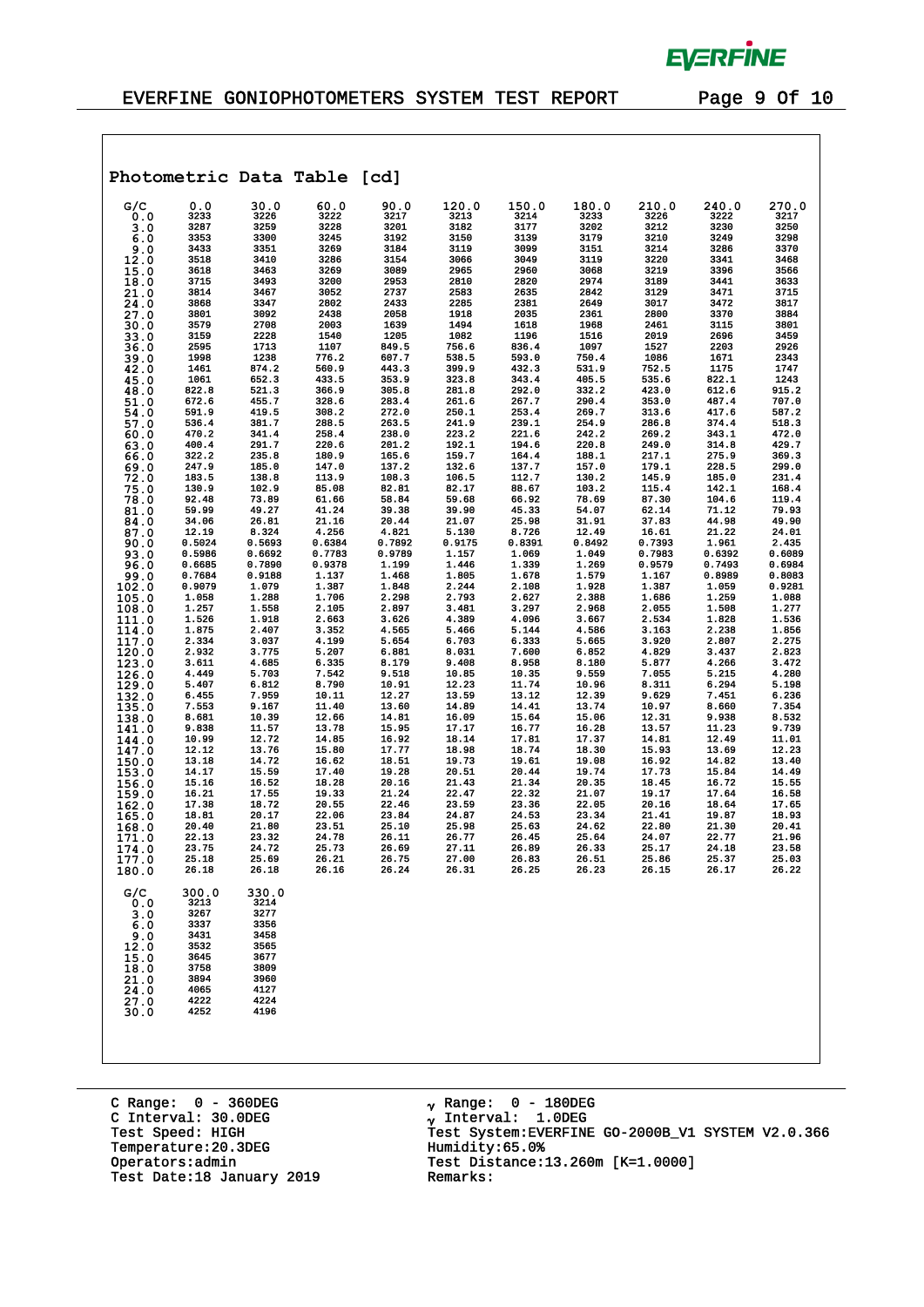EVERFINE

EVERFINE GONIOPHOTOMETERS SYSTEM TEST REPORT

## Photometric Data Table [cd]

| G/C | 0.0 | 30.0 | 60.0 | 90.0 | 120.0 | 150.0 | 180.0 | 210.0 | 240.0 | 270.0 |
|---|---|---|---|---|---|---|---|---|---|---|
| 0.0 | 3233 | 3226 | 3222 | 3217 | 3213 | 3214 | 3233 | 3226 | 3222 | 3217 |
| 3.0 | 3287 | 3259 | 3228 | 3201 | 3182 | 3177 | 3202 | 3212 | 3230 | 3250 |
| 6.0 | 3353 | 3300 | 3245 | 3192 | 3150 | 3139 | 3179 | 3210 | 3249 | 3298 |
| 9.0 | 3433 | 3351 | 3269 | 3184 | 3119 | 3099 | 3151 | 3214 | 3286 | 3370 |
| 12.0 | 3518 | 3410 | 3286 | 3154 | 3066 | 3049 | 3119 | 3220 | 3341 | 3468 |
| 15.0 | 3618 | 3463 | 3269 | 3089 | 2965 | 2960 | 3068 | 3219 | 3396 | 3566 |
| 18.0 | 3715 | 3493 | 3200 | 2953 | 2810 | 2820 | 2974 | 3189 | 3441 | 3633 |
| 21.0 | 3814 | 3467 | 3052 | 2737 | 2583 | 2635 | 2842 | 3129 | 3471 | 3715 |
| 24.0 | 3868 | 3347 | 2802 | 2433 | 2285 | 2381 | 2649 | 3017 | 3472 | 3817 |
| 27.0 | 3801 | 3092 | 2438 | 2058 | 1918 | 2035 | 2361 | 2800 | 3370 | 3884 |
| 30.0 | 3579 | 2708 | 2003 | 1639 | 1494 | 1618 | 1968 | 2461 | 3115 | 3801 |
| 33.0 | 3159 | 2228 | 1540 | 1205 | 1082 | 1196 | 1516 | 2019 | 2696 | 3459 |
| 36.0 | 2595 | 1713 | 1107 | 849.5 | 756.6 | 836.4 | 1097 | 1527 | 2203 | 2926 |
| 39.0 | 1998 | 1238 | 776.2 | 607.7 | 538.5 | 593.0 | 750.4 | 1086 | 1671 | 2343 |
| 42.0 | 1461 | 874.2 | 560.9 | 443.3 | 399.9 | 432.3 | 531.9 | 752.5 | 1175 | 1747 |
| 45.0 | 1061 | 652.3 | 433.5 | 353.9 | 323.8 | 343.4 | 405.5 | 535.6 | 822.1 | 1243 |
| 48.0 | 822.8 | 521.3 | 366.9 | 305.8 | 281.8 | 292.0 | 332.2 | 423.0 | 612.6 | 915.2 |
| 51.0 | 672.6 | 455.7 | 328.6 | 283.4 | 261.6 | 267.7 | 290.4 | 353.0 | 487.4 | 707.0 |
| 54.0 | 591.9 | 419.5 | 308.2 | 272.0 | 250.1 | 253.4 | 269.7 | 313.6 | 417.6 | 587.2 |
| 57.0 | 536.4 | 381.7 | 288.5 | 263.5 | 241.9 | 239.1 | 254.9 | 286.8 | 374.4 | 518.3 |
| 60.0 | 470.2 | 341.4 | 258.4 | 238.0 | 223.2 | 221.6 | 242.2 | 269.2 | 343.1 | 472.0 |
| 63.0 | 400.4 | 291.7 | 220.6 | 201.2 | 192.1 | 194.6 | 220.8 | 249.0 | 314.8 | 429.7 |
| 66.0 | 322.2 | 235.8 | 180.9 | 165.6 | 159.7 | 164.4 | 188.1 | 217.1 | 275.9 | 369.3 |
| 69.0 | 247.9 | 185.0 | 147.0 | 137.2 | 132.6 | 137.7 | 157.0 | 179.1 | 228.5 | 299.0 |
| 72.0 | 183.5 | 138.8 | 113.9 | 108.3 | 106.5 | 112.7 | 130.2 | 145.9 | 185.0 | 231.4 |
| 75.0 | 130.9 | 102.9 | 85.08 | 82.81 | 82.17 | 88.67 | 103.2 | 115.4 | 142.1 | 168.4 |
| 78.0 | 92.48 | 73.89 | 61.66 | 58.84 | 59.68 | 66.92 | 78.69 | 87.30 | 104.6 | 119.4 |
| 81.0 | 59.99 | 49.27 | 41.24 | 39.38 | 39.90 | 45.33 | 54.07 | 62.14 | 71.12 | 79.93 |
| 84.0 | 34.06 | 26.81 | 21.16 | 20.44 | 21.07 | 25.98 | 31.91 | 37.83 | 44.98 | 49.90 |
| 87.0 | 12.19 | 8.324 | 4.256 | 4.821 | 5.130 | 8.726 | 12.49 | 16.61 | 21.22 | 24.01 |
| 90.0 | 0.5024 | 0.5693 | 0.6384 | 0.7892 | 0.9175 | 0.8391 | 0.8492 | 0.7393 | 1.961 | 2.435 |
| 93.0 | 0.5986 | 0.6692 | 0.7783 | 0.9789 | 1.157 | 1.069 | 1.049 | 0.7983 | 0.6392 | 0.6089 |
| 96.0 | 0.6685 | 0.7890 | 0.9378 | 1.199 | 1.446 | 1.339 | 1.269 | 0.9579 | 0.7493 | 0.6984 |
| 99.0 | 0.7684 | 0.9188 | 1.137 | 1.468 | 1.805 | 1.678 | 1.579 | 1.167 | 0.8989 | 0.8083 |
| 102.0 | 0.9079 | 1.079 | 1.387 | 1.848 | 2.244 | 2.108 | 1.928 | 1.387 | 1.059 | 0.9281 |
| 105.0 | 1.058 | 1.288 | 1.706 | 2.298 | 2.793 | 2.627 | 2.388 | 1.686 | 1.259 | 1.088 |
| 108.0 | 1.257 | 1.558 | 2.105 | 2.897 | 3.481 | 3.297 | 2.968 | 2.055 | 1.508 | 1.277 |
| 111.0 | 1.526 | 1.918 | 2.663 | 3.626 | 4.389 | 4.096 | 3.667 | 2.534 | 1.828 | 1.536 |
| 114.0 | 1.875 | 2.407 | 3.352 | 4.565 | 5.466 | 5.144 | 4.586 | 3.163 | 2.238 | 1.856 |
| 117.0 | 2.334 | 3.037 | 4.199 | 5.654 | 6.703 | 6.333 | 5.665 | 3.920 | 2.807 | 2.275 |
| 120.0 | 2.932 | 3.775 | 5.207 | 6.881 | 8.031 | 7.600 | 6.852 | 4.829 | 3.437 | 2.823 |
| 123.0 | 3.611 | 4.685 | 6.335 | 8.179 | 9.408 | 8.958 | 8.180 | 5.877 | 4.266 | 3.472 |
| 126.0 | 4.449 | 5.703 | 7.542 | 9.518 | 10.85 | 10.35 | 9.559 | 7.055 | 5.215 | 4.280 |
| 129.0 | 5.407 | 6.812 | 8.790 | 10.91 | 12.23 | 11.74 | 10.96 | 8.311 | 6.294 | 5.198 |
| 132.0 | 6.455 | 7.959 | 10.11 | 12.27 | 13.59 | 13.12 | 12.39 | 9.629 | 7.451 | 6.236 |
| 135.0 | 7.553 | 9.167 | 11.40 | 13.60 | 14.89 | 14.41 | 13.74 | 10.97 | 8.660 | 7.354 |
| 138.0 | 8.681 | 10.39 | 12.66 | 14.81 | 16.09 | 15.64 | 15.06 | 12.31 | 9.938 | 8.532 |
| 141.0 | 9.838 | 11.57 | 13.78 | 15.95 | 17.17 | 16.77 | 16.28 | 13.57 | 11.23 | 9.739 |
| 144.0 | 10.99 | 12.72 | 14.85 | 16.92 | 18.14 | 17.81 | 17.37 | 14.81 | 12.49 | 11.01 |
| 147.0 | 12.12 | 13.76 | 15.80 | 17.77 | 18.98 | 18.74 | 18.30 | 15.93 | 13.69 | 12.23 |
| 150.0 | 13.18 | 14.72 | 16.62 | 18.51 | 19.73 | 19.61 | 19.08 | 16.92 | 14.82 | 13.40 |
| 153.0 | 14.17 | 15.59 | 17.40 | 19.28 | 20.51 | 20.44 | 19.74 | 17.73 | 15.84 | 14.49 |
| 156.0 | 15.16 | 16.52 | 18.28 | 20.16 | 21.43 | 21.34 | 20.35 | 18.45 | 16.72 | 15.55 |
| 159.0 | 16.21 | 17.55 | 19.33 | 21.24 | 22.47 | 22.32 | 21.07 | 19.17 | 17.64 | 16.58 |
| 162.0 | 17.38 | 18.72 | 20.55 | 22.46 | 23.59 | 23.36 | 22.05 | 20.16 | 18.64 | 17.65 |
| 165.0 | 18.81 | 20.17 | 22.06 | 23.84 | 24.87 | 24.53 | 23.34 | 21.41 | 19.87 | 18.93 |
| 168.0 | 20.40 | 21.80 | 23.51 | 25.10 | 25.98 | 25.63 | 24.62 | 22.80 | 21.30 | 20.41 |
| 171.0 | 22.13 | 23.32 | 24.78 | 26.11 | 26.77 | 26.45 | 25.64 | 24.07 | 22.77 | 21.96 |
| 174.0 | 23.75 | 24.72 | 25.73 | 26.69 | 27.11 | 26.89 | 26.33 | 25.17 | 24.18 | 23.58 |
| 177.0 | 25.18 | 25.69 | 26.21 | 26.75 | 27.00 | 26.83 | 26.51 | 25.86 | 25.37 | 25.03 |
| 180.0 | 26.18 | 26.18 | 26.16 | 26.24 | 26.31 | 26.25 | 26.23 | 26.15 | 26.17 | 26.22 |

| G/C | 300.0 | 330.0 |
|---|---|---|
| 0.0 | 3213 | 3214 |
| 3.0 | 3267 | 3277 |
| 6.0 | 3337 | 3356 |
| 9.0 | 3431 | 3458 |
| 12.0 | 3532 | 3565 |
| 15.0 | 3645 | 3677 |
| 18.0 | 3758 | 3809 |
| 21.0 | 3894 | 3960 |
| 24.0 | 4065 | 4127 |
| 27.0 | 4222 | 4224 |
| 30.0 | 4252 | 4196 |

C Range: 0 - 360DEG
C Interval: 30.0DEG
Test Speed: HIGH
Temperature:20.3DEG
Operators:admin
Test Date:18 January 2019

$\gamma$ Range: 0 - 180DEG
$\gamma$ Interval: 1.0DEG
Test System:EVERFINE GO-2000B_V1 SYSTEM V2.0.366
Humidity:65.0%
Test Distance:13.260m [K=1.0000]
Remarks: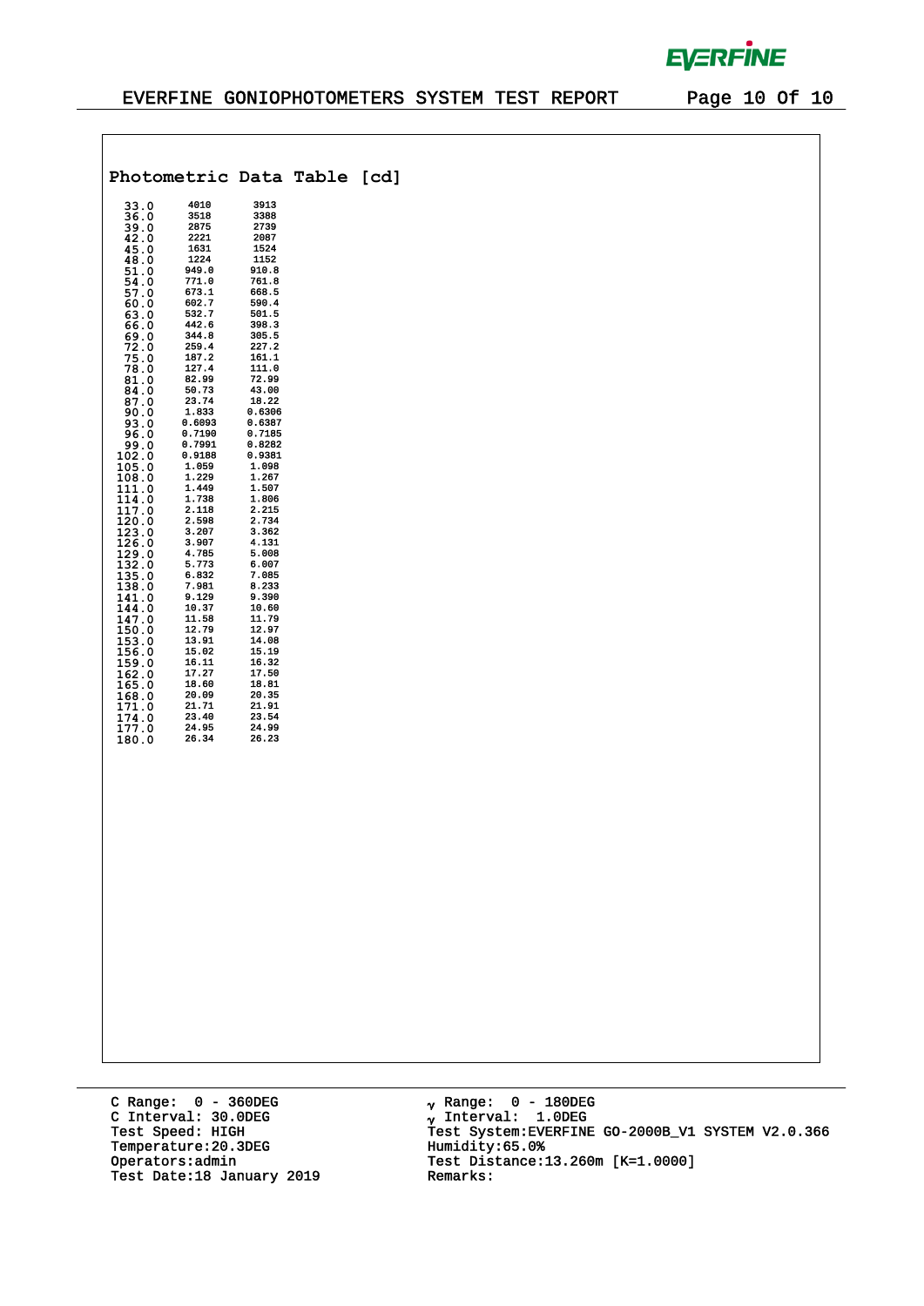## Photometric Data Table [cd]

| | | |
|---|---|---|
| 33.0 | 4010 | 3913 |
| 36.0 | 3518 | 3388 |
| 39.0 | 2875 | 2739 |
| 42.0 | 2221 | 2087 |
| 45.0 | 1631 | 1524 |
| 48.0 | 1224 | 1152 |
| 51.0 | 949.0 | 910.8 |
| 54.0 | 771.0 | 761.8 |
| 57.0 | 673.1 | 668.5 |
| 60.0 | 602.7 | 590.4 |
| 63.0 | 532.7 | 501.5 |
| 66.0 | 442.6 | 398.3 |
| 69.0 | 344.8 | 305.5 |
| 72.0 | 259.4 | 227.2 |
| 75.0 | 187.2 | 161.1 |
| 78.0 | 127.4 | 111.0 |
| 81.0 | 82.99 | 72.99 |
| 84.0 | 50.73 | 43.00 |
| 87.0 | 23.74 | 18.22 |
| 90.0 | 1.833 | 0.6306 |
| 93.0 | 0.6093 | 0.6387 |
| 96.0 | 0.7190 | 0.7185 |
| 99.0 | 0.7991 | 0.8282 |
| 102.0 | 0.9188 | 0.9381 |
| 105.0 | 1.059 | 1.098 |
| 108.0 | 1.229 | 1.267 |
| 111.0 | 1.449 | 1.507 |
| 114.0 | 1.738 | 1.806 |
| 117.0 | 2.118 | 2.215 |
| 120.0 | 2.598 | 2.734 |
| 123.0 | 3.207 | 3.362 |
| 126.0 | 3.907 | 4.131 |
| 129.0 | 4.785 | 5.008 |
| 132.0 | 5.773 | 6.007 |
| 135.0 | 6.832 | 7.085 |
| 138.0 | 7.981 | 8.233 |
| 141.0 | 9.129 | 9.390 |
| 144.0 | 10.37 | 10.60 |
| 147.0 | 11.58 | 11.79 |
| 150.0 | 12.79 | 12.97 |
| 153.0 | 13.91 | 14.08 |
| 156.0 | 15.02 | 15.19 |
| 159.0 | 16.11 | 16.32 |
| 162.0 | 17.27 | 17.50 |
| 165.0 | 18.60 | 18.81 |
| 168.0 | 20.09 | 20.35 |
| 171.0 | 21.71 | 21.91 |
| 174.0 | 23.40 | 23.54 |
| 177.0 | 24.95 | 24.99 |
| 180.0 | 26.34 | 26.23 |

C Range: 0 - 360DEG
C Interval: 30.0DEG
Test Speed: HIGH
Temperature:20.3DEG
Operators:admin
Test Date:18 January 2019

γ Range: 0 - 180DEG
γ Interval: 1.0DEG
Test System:EVERFINE GO-2000B_V1 SYSTEM V2.0.366
Humidity:65.0%
Test Distance:13.260m [K=1.0000]
Remarks: